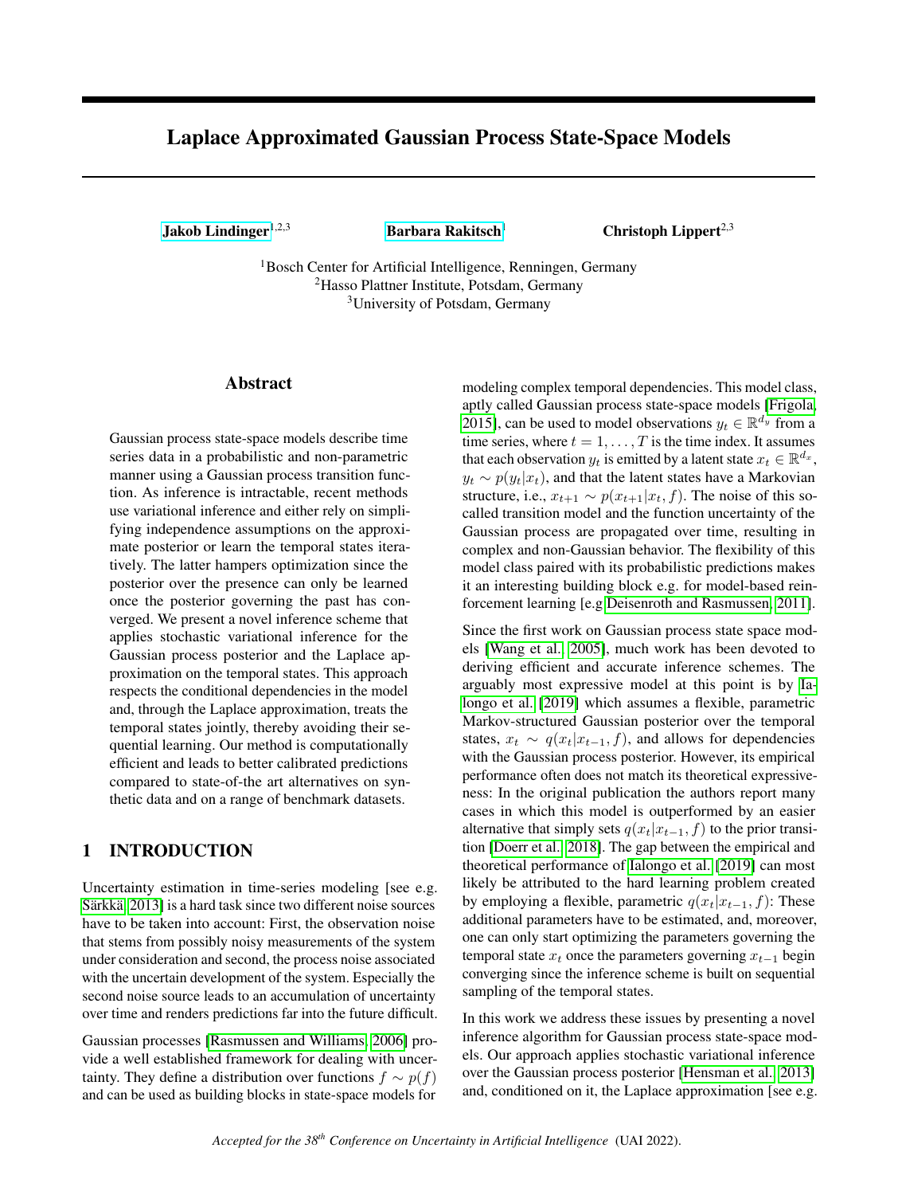# Laplace Approximated Gaussian Process State-Space Models

**Jakob Lindinger**[1,2,3] **Barbara Rakitsch**[1] **Christoph Lippert**[2,3]

[1]Bosch Center for Artificial Intelligence, Renningen, Germany
[2]Hasso Plattner Institute, Potsdam, Germany
[3]University of Potsdam, Germany

## Abstract

Gaussian process state-space models describe time series data in a probabilistic and non-parametric manner using a Gaussian process transition function. As inference is intractable, recent methods use variational inference and either rely on simplifying independence assumptions on the approximate posterior or learn the temporal states iteratively. The latter hampers optimization since the posterior over the presence can only be learned once the posterior governing the past has converged. We present a novel inference scheme that applies stochastic variational inference for the Gaussian process posterior and the Laplace approximation on the temporal states. This approach respects the conditional dependencies in the model and, through the Laplace approximation, treats the temporal states jointly, thereby avoiding their sequential learning. Our method is computationally efficient and leads to better calibrated predictions compared to state-of-the art alternatives on synthetic data and on a range of benchmark datasets.

## 1 INTRODUCTION

Uncertainty estimation in time-series modeling [see e.g. Särkkä, 2013] is a hard task since two different noise sources have to be taken into account: First, the observation noise that stems from possibly noisy measurements of the system under consideration and second, the process noise associated with the uncertain development of the system. Especially the second noise source leads to an accumulation of uncertainty over time and renders predictions far into the future difficult.

Gaussian processes [Rasmussen and Williams, 2006] provide a well established framework for dealing with uncertainty. They define a distribution over functions $f \sim p(f)$ and can be used as building blocks in state-space models for modeling complex temporal dependencies. This model class, aptly called Gaussian process state-space models [Frigola, 2015], can be used to model observations $y_t \in \mathbb{R}^{d_y}$ from a time series, where $t = 1, \ldots, T$ is the time index. It assumes that each observation $y_t$ is emitted by a latent state $x_t \in \mathbb{R}^{d_x}$, $y_t \sim p(y_t|x_t)$, and that the latent states have a Markovian structure, i.e., $x_{t+1} \sim p(x_{t+1}|x_t, f)$. The noise of this so-called transition model and the function uncertainty of the Gaussian process are propagated over time, resulting in complex and non-Gaussian behavior. The flexibility of this model class paired with its probabilistic predictions makes it an interesting building block e.g. for model-based reinforcement learning [e.g Deisenroth and Rasmussen, 2011].

Since the first work on Gaussian process state space models [Wang et al., 2005], much work has been devoted to deriving efficient and accurate inference schemes. The arguably most expressive model at this point is by Ialongo et al. [2019] which assumes a flexible, parametric Markov-structured Gaussian posterior over the temporal states, $x_t \sim q(x_t|x_{t-1}, f)$, and allows for dependencies with the Gaussian process posterior. However, its empirical performance often does not match its theoretical expressiveness: In the original publication the authors report many cases in which this model is outperformed by an easier alternative that simply sets $q(x_t|x_{t-1}, f)$ to the prior transition [Doerr et al., 2018]. The gap between the empirical and theoretical performance of Ialongo et al. [2019] can most likely be attributed to the hard learning problem created by employing a flexible, parametric $q(x_t|x_{t-1}, f)$: These additional parameters have to be estimated, and, moreover, one can only start optimizing the parameters governing the temporal state $x_t$ once the parameters governing $x_{t-1}$ begin converging since the inference scheme is built on sequential sampling of the temporal states.

In this work we address these issues by presenting a novel inference algorithm for Gaussian process state-space models. Our approach applies stochastic variational inference over the Gaussian process posterior [Hensman et al., 2013] and, conditioned on it, the Laplace approximation [see e.g.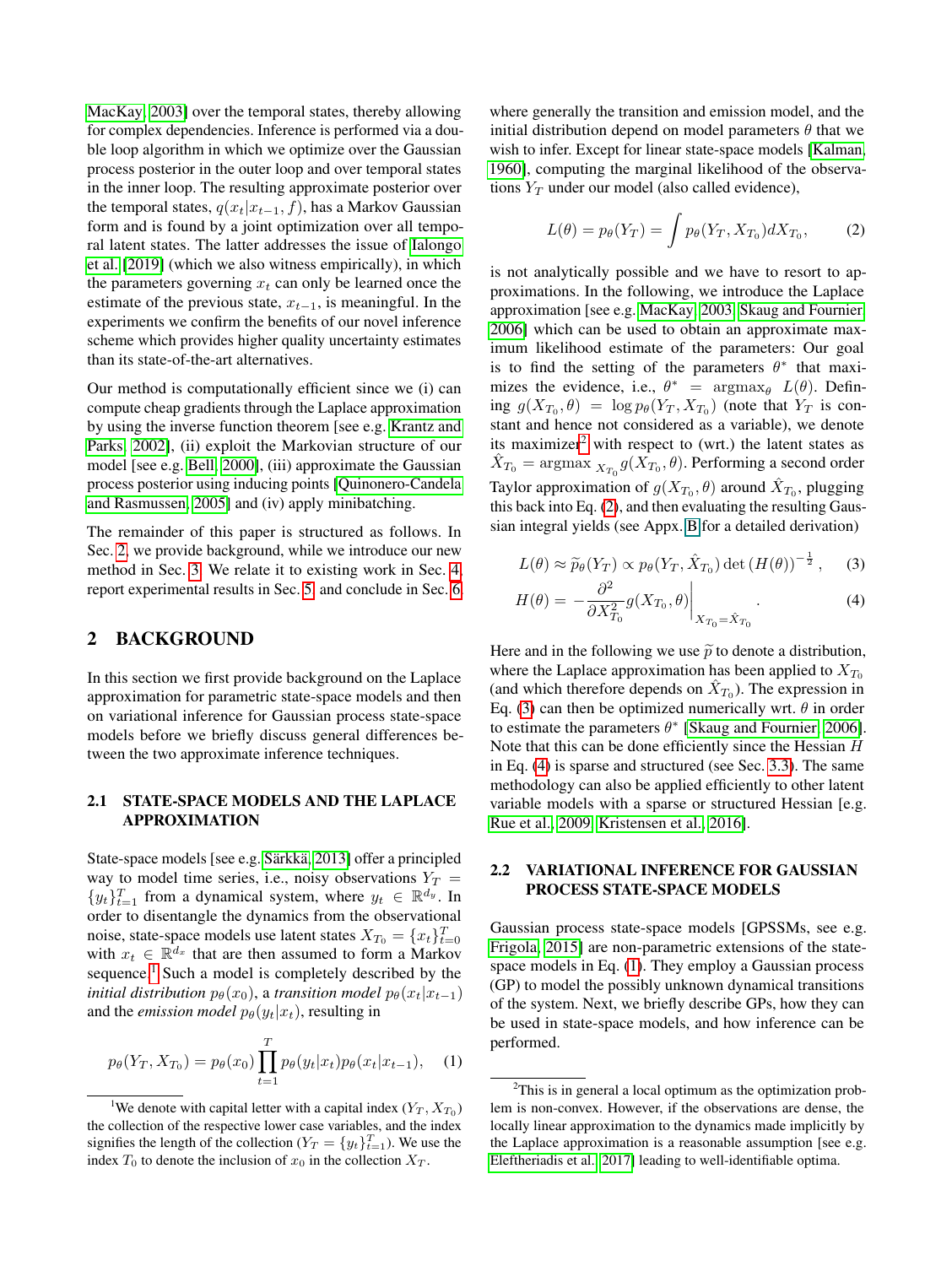MacKay, 2003] over the temporal states, thereby allowing for complex dependencies. Inference is performed via a double loop algorithm in which we optimize over the Gaussian process posterior in the outer loop and over temporal states in the inner loop. The resulting approximate posterior over the temporal states, $q(x_t|x_{t-1}, f)$, has a Markov Gaussian form and is found by a joint optimization over all temporal latent states. The latter addresses the issue of Ialongo et al. [2019] (which we also witness empirically), in which the parameters governing $x_t$ can only be learned once the estimate of the previous state, $x_{t-1}$, is meaningful. In the experiments we confirm the benefits of our novel inference scheme which provides higher quality uncertainty estimates than its state-of-the-art alternatives.

Our method is computationally efficient since we (i) can compute cheap gradients through the Laplace approximation by using the inverse function theorem [see e.g. Krantz and Parks, 2002], (ii) exploit the Markovian structure of our model [see e.g. Bell, 2000], (iii) approximate the Gaussian process posterior using inducing points [Quinonero-Candela and Rasmussen, 2005] and (iv) apply minibatching.

The remainder of this paper is structured as follows. In Sec. 2, we provide background, while we introduce our new method in Sec. 3. We relate it to existing work in Sec. 4, report experimental results in Sec. 5 and conclude in Sec. 6.

## 2 BACKGROUND

In this section we first provide background on the Laplace approximation for parametric state-space models and then on variational inference for Gaussian process state-space models before we briefly discuss general differences between the two approximate inference techniques.

### 2.1 STATE-SPACE MODELS AND THE LAPLACE APPROXIMATION

State-space models [see e.g. Särkkä, 2013] offer a principled way to model time series, i.e., noisy observations $Y_T = \{y_t\}_{t=1}^T$ from a dynamical system, where $y_t \in \mathbb{R}^{d_y}$. In order to disentangle the dynamics from the observational noise, state-space models use latent states $X_{T_0} = \{x_t\}_{t=0}^T$ with $x_t \in \mathbb{R}^{d_x}$ that are then assumed to form a Markov sequence.[1] Such a model is completely described by the *initial distribution* $p_\theta(x_0)$, a *transition model* $p_\theta(x_t|x_{t-1})$ and the *emission model* $p_\theta(y_t|x_t)$, resulting in

$$p_\theta(Y_T, X_{T_0}) = p_\theta(x_0) \prod_{t=1}^T p_\theta(y_t|x_t) p_\theta(x_t|x_{t-1}), \quad (1)$$

where generally the transition and emission model, and the initial distribution depend on model parameters $\theta$ that we wish to infer. Except for linear state-space models [Kalman, 1960], computing the marginal likelihood of the observations $Y_T$ under our model (also called evidence),

$$L(\theta) = p_\theta(Y_T) = \int p_\theta(Y_T, X_{T_0}) dX_{T_0}, \quad (2)$$

is not analytically possible and we have to resort to approximations. In the following, we introduce the Laplace approximation [see e.g. MacKay, 2003, Skaug and Fournier, 2006] which can be used to obtain an approximate maximum likelihood estimate of the parameters: Our goal is to find the setting of the parameters $\theta^*$ that maximizes the evidence, i.e., $\theta^* = \text{argmax}_\theta \; L(\theta)$. Defining $g(X_{T_0}, \theta) = \log p_\theta(Y_T, X_{T_0})$ (note that $Y_T$ is constant and hence not considered as a variable), we denote its maximizer[2] with respect to (wrt.) the latent states as $\hat{X}_{T_0} = \text{argmax}_{X_{T_0}} g(X_{T_0}, \theta)$. Performing a second order Taylor approximation of $g(X_{T_0}, \theta)$ around $\hat{X}_{T_0}$, plugging this back into Eq. (2), and then evaluating the resulting Gaussian integral yields (see Appx. B for a detailed derivation)

$$L(\theta) \approx \widetilde{p}_\theta(Y_T) \propto p_\theta(Y_T, \hat{X}_{T_0}) \det(H(\theta))^{-\frac{1}{2}}, \quad (3)$$

$$H(\theta) = -\frac{\partial^2}{\partial X_{T_0}^2} g(X_{T_0}, \theta)\bigg|_{X_{T_0} = \hat{X}_{T_0}}. \quad (4)$$

Here and in the following we use $\widetilde{p}$ to denote a distribution, where the Laplace approximation has been applied to $X_{T_0}$ (and which therefore depends on $\hat{X}_{T_0}$). The expression in Eq. (3) can then be optimized numerically wrt. $\theta$ in order to estimate the parameters $\theta^*$ [Skaug and Fournier, 2006]. Note that this can be done efficiently since the Hessian $H$ in Eq. (4) is sparse and structured (see Sec. 3.3). The same methodology can also be applied efficiently to other latent variable models with a sparse or structured Hessian [e.g. Rue et al., 2009, Kristensen et al., 2016].

### 2.2 VARIATIONAL INFERENCE FOR GAUSSIAN PROCESS STATE-SPACE MODELS

Gaussian process state-space models [GPSSMs, see e.g. Frigola, 2015] are non-parametric extensions of the state-space models in Eq. (1). They employ a Gaussian process (GP) to model the possibly unknown dynamical transitions of the system. Next, we briefly describe GPs, how they can be used in state-space models, and how inference can be performed.

---

[1] We denote with capital letter with a capital index ($Y_T, X_{T_0}$) the collection of the respective lower case variables, and the index signifies the length of the collection ($Y_T = \{y_t\}_{t=1}^T$). We use the index $T_0$ to denote the inclusion of $x_0$ in the collection $X_T$.

[2] This is in general a local optimum as the optimization problem is non-convex. However, if the observations are dense, the locally linear approximation to the dynamics made implicitly by the Laplace approximation is a reasonable assumption [see e.g. Eleftheriadis et al., 2017] leading to well-identifiable optima.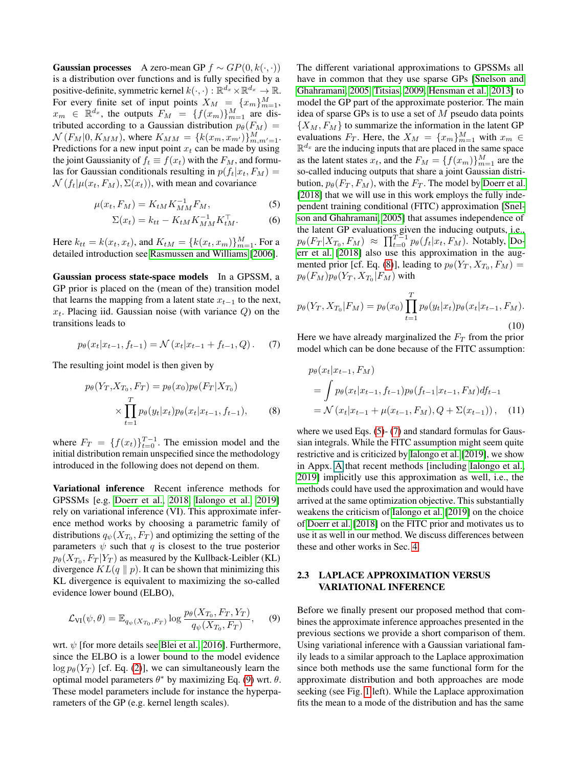**Gaussian processes** A zero-mean GP $f \sim GP(0, k(\cdot,\cdot))$ is a distribution over functions and is fully specified by a positive-definite, symmetric kernel $k(\cdot,\cdot): \mathbb{R}^{d_x} \times \mathbb{R}^{d_x} \to \mathbb{R}$. For every finite set of input points $X_M = \{x_m\}_{m=1}^M$, $x_m \in \mathbb{R}^{d_x}$, the outputs $F_M = \{f(x_m)\}_{m=1}^M$ are distributed according to a Gaussian distribution $p_\theta(F_M) = \mathcal{N}(F_M|0, K_{MM})$, where $K_{MM} = \{k(x_m, x_{m'})\}_{m,m'=1}^M$. Predictions for a new input point $x_t$ can be made by using the joint Gaussianity of $f_t \equiv f(x_t)$ with the $F_M$, and formulas for Gaussian conditionals resulting in $p(f_t|x_t, F_M) = \mathcal{N}(f_t|\mu(x_t, F_M), \Sigma(x_t))$, with mean and covariance

$$\mu(x_t, F_M) = K_{tM} K_{MM}^{-1} F_M, \tag{5}$$

$$\Sigma(x_t) = k_{tt} - K_{tM} K_{MM}^{-1} K_{tM}^\top. \tag{6}$$

Here $k_{tt} = k(x_t, x_t)$, and $K_{tM} = \{k(x_t, x_m)\}_{m=1}^M$. For a detailed introduction see Rasmussen and Williams [2006].

**Gaussian process state-space models** In a GPSSM, a GP prior is placed on the (mean of the) transition model that learns the mapping from a latent state $x_{t-1}$ to the next, $x_t$. Placing iid. Gaussian noise (with variance $Q$) on the transitions leads to

$$p_\theta(x_t|x_{t-1}, f_{t-1}) = \mathcal{N}(x_t|x_{t-1} + f_{t-1}, Q). \tag{7}$$

The resulting joint model is then given by

$$p_\theta(Y_T, X_{T_0}, F_T) = p_\theta(x_0) p_\theta(F_T|X_{T_0}) \times \prod_{t=1}^T p_\theta(y_t|x_t) p_\theta(x_t|x_{t-1}, f_{t-1}), \tag{8}$$

where $F_T = \{f(x_t)\}_{t=0}^{T-1}$. The emission model and the initial distribution remain unspecified since the methodology introduced in the following does not depend on them.

**Variational inference** Recent inference methods for GPSSMs [e.g. Doerr et al., 2018, Ialongo et al., 2019] rely on variational inference (VI). This approximate inference method works by choosing a parametric family of distributions $q_\psi(X_{T_0}, F_T)$ and optimizing the setting of the parameters $\psi$ such that $q$ is closest to the true posterior $p_\theta(X_{T_0}, F_T|Y_T)$ as measured by the Kullback-Leibler (KL) divergence $KL(q \parallel p)$. It can be shown that minimizing this KL divergence is equivalent to maximizing the so-called evidence lower bound (ELBO),

$$\mathcal{L}_{\text{VI}}(\psi, \theta) = \mathbb{E}_{q_\psi(X_{T_0}, F_T)} \log \frac{p_\theta(X_{T_0}, F_T, Y_T)}{q_\psi(X_{T_0}, F_T)}, \tag{9}$$

wrt. $\psi$ [for more details see Blei et al., 2016]. Furthermore, since the ELBO is a lower bound to the model evidence $\log p_\theta(Y_T)$ [cf. Eq. (2)], we can simultaneously learn the optimal model parameters $\theta^*$ by maximizing Eq. (9) wrt. $\theta$. These model parameters include for instance the hyperparameters of the GP (e.g. kernel length scales).

The different variational approximations to GPSSMs all have in common that they use sparse GPs [Snelson and Ghahramani, 2005, Titsias, 2009, Hensman et al., 2013] to model the GP part of the approximate posterior. The main idea of sparse GPs is to use a set of $M$ pseudo data points $\{X_M, F_M\}$ to summarize the information in the latent GP evaluations $F_T$. Here, the $X_M = \{x_m\}_{m=1}^M$ with $x_m \in \mathbb{R}^{d_x}$ are the inducing inputs that are placed in the same space as the latent states $x_t$, and the $F_M = \{f(x_m)\}_{m=1}^M$ are the so-called inducing outputs that share a joint Gaussian distribution, $p_\theta(F_T, F_M)$, with the $F_T$. The model by Doerr et al. [2018] that we will use in this work employs the fully independent training conditional (FITC) approximation [Snelson and Ghahramani, 2005] that assumes independence of the latent GP evaluations given the inducing outputs, i.e., $p_\theta(F_T|X_{T_0}, F_M) \approx \prod_{t=0}^{T-1} p_\theta(f_t|x_t, F_M)$. Notably, Doerr et al. [2018] also use this approximation in the augmented prior [cf. Eq. (8)], leading to $p_\theta(Y_T, X_{T_0}, F_M) = p_\theta(F_M) p_\theta(Y_T, X_{T_0}|F_M)$ with

$$p_\theta(Y_T, X_{T_0}|F_M) = p_\theta(x_0) \prod_{t=1}^T p_\theta(y_t|x_t) p_\theta(x_t|x_{t-1}, F_M). \tag{10}$$

Here we have already marginalized the $F_T$ from the prior model which can be done because of the FITC assumption:

$$\begin{aligned} p_\theta(x_t|x_{t-1}, F_M) &= \int p_\theta(x_t|x_{t-1}, f_{t-1}) p_\theta(f_{t-1}|x_{t-1}, F_M) df_{t-1} \\ &= \mathcal{N}(x_t|x_{t-1} + \mu(x_{t-1}, F_M), Q + \Sigma(x_{t-1})), \end{aligned} \tag{11}$$

where we used Eqs. (5)- (7) and standard formulas for Gaussian integrals. While the FITC assumption might seem quite restrictive and is criticized by Ialongo et al. [2019], we show in Appx. A that recent methods [including Ialongo et al., 2019] implicitly use this approximation as well, i.e., the methods could have used the approximation and would have arrived at the same optimization objective. This substantially weakens the criticism of Ialongo et al. [2019] on the choice of Doerr et al. [2018] on the FITC prior and motivates us to use it as well in our method. We discuss differences between these and other works in Sec. 4.

### 2.3 LAPLACE APPROXIMATION VERSUS VARIATIONAL INFERENCE

Before we finally present our proposed method that combines the approximate inference approaches presented in the previous sections we provide a short comparison of them. Using variational inference with a Gaussian variational family leads to a similar approach to the Laplace approximation since both methods use the same functional form for the approximate distribution and both approaches are mode seeking (see Fig. 1 left). While the Laplace approximation fits the mean to a mode of the distribution and has the same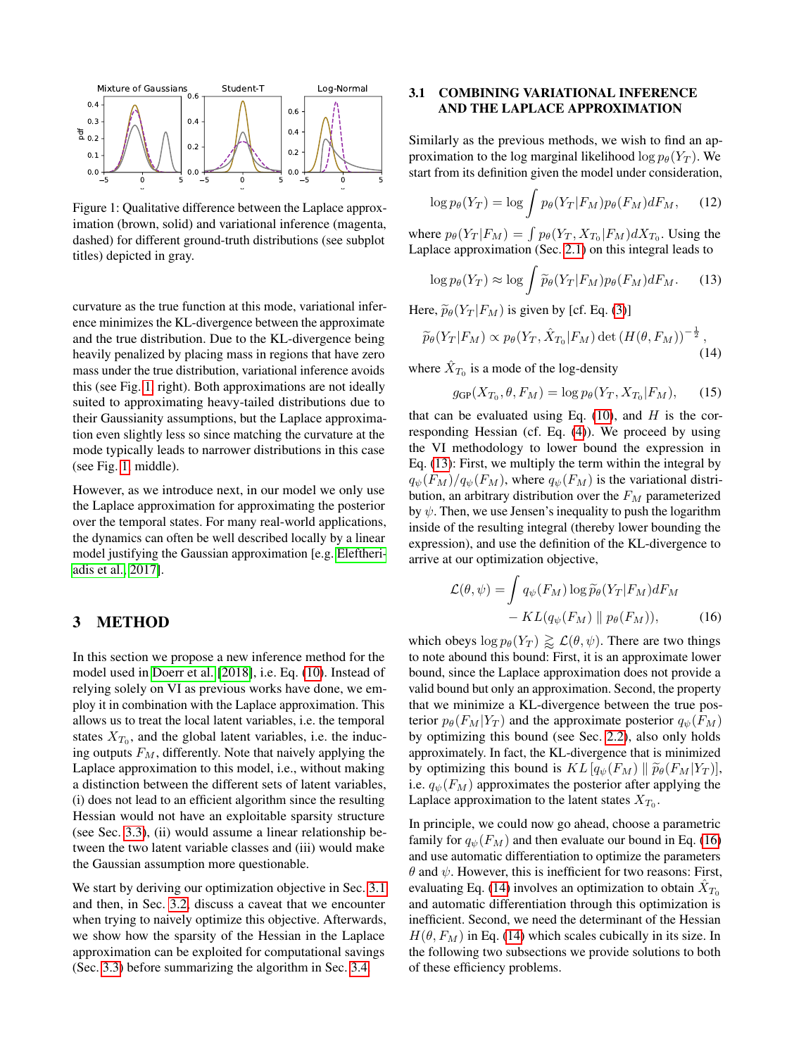Figure 1: Qualitative difference between the Laplace approximation (brown, solid) and variational inference (magenta, dashed) for different ground-truth distributions (see subplot titles) depicted in gray.

curvature as the true function at this mode, variational inference minimizes the KL-divergence between the approximate and the true distribution. Due to the KL-divergence being heavily penalized by placing mass in regions that have zero mass under the true distribution, variational inference avoids this (see Fig. 1 right). Both approximations are not ideally suited to approximating heavy-tailed distributions due to their Gaussianity assumptions, but the Laplace approximation even slightly less so since matching the curvature at the mode typically leads to narrower distributions in this case (see Fig. 1 middle).

However, as we introduce next, in our model we only use the Laplace approximation for approximating the posterior over the temporal states. For many real-world applications, the dynamics can often be well described locally by a linear model justifying the Gaussian approximation [e.g. Eleftheriadis et al., 2017].

## 3 METHOD

In this section we propose a new inference method for the model used in Doerr et al. [2018], i.e. Eq. (10). Instead of relying solely on VI as previous works have done, we employ it in combination with the Laplace approximation. This allows us to treat the local latent variables, i.e. the temporal states $X_{T_0}$, and the global latent variables, i.e. the inducing outputs $F_M$, differently. Note that naively applying the Laplace approximation to this model, i.e., without making a distinction between the different sets of latent variables, (i) does not lead to an efficient algorithm since the resulting Hessian would not have an exploitable sparsity structure (see Sec. 3.3), (ii) would assume a linear relationship between the two latent variable classes and (iii) would make the Gaussian assumption more questionable.

We start by deriving our optimization objective in Sec. 3.1 and then, in Sec. 3.2, discuss a caveat that we encounter when trying to naively optimize this objective. Afterwards, we show how the sparsity of the Hessian in the Laplace approximation can be exploited for computational savings (Sec. 3.3) before summarizing the algorithm in Sec. 3.4.

### 3.1 COMBINING VARIATIONAL INFERENCE AND THE LAPLACE APPROXIMATION

Similarly as the previous methods, we wish to find an approximation to the log marginal likelihood $\log p_\theta(Y_T)$. We start from its definition given the model under consideration,

$$\log p_\theta(Y_T) = \log \int p_\theta(Y_T|F_M) p_\theta(F_M) dF_M, \tag{12}$$

where $p_\theta(Y_T|F_M) = \int p_\theta(Y_T, X_{T_0}|F_M) dX_{T_0}$. Using the Laplace approximation (Sec. 2.1) on this integral leads to

$$\log p_\theta(Y_T) \approx \log \int \widetilde{p}_\theta(Y_T|F_M) p_\theta(F_M) dF_M. \tag{13}$$

Here, $\widetilde{p}_\theta(Y_T|F_M)$ is given by [cf. Eq. (3)]

$$\widetilde{p}_\theta(Y_T|F_M) \propto p_\theta(Y_T, \hat{X}_{T_0}|F_M) \det \left(H(\theta, F_M)\right)^{-\frac{1}{2}}, \tag{14}$$

where $\hat{X}_{T_0}$ is a mode of the log-density

$$g_{\text{GP}}(X_{T_0}, \theta, F_M) = \log p_\theta(Y_T, X_{T_0}|F_M), \tag{15}$$

that can be evaluated using Eq. (10), and $H$ is the corresponding Hessian (cf. Eq. (4)). We proceed by using the VI methodology to lower bound the expression in Eq. (13): First, we multiply the term within the integral by $q_\psi(F_M)/q_\psi(F_M)$, where $q_\psi(F_M)$ is the variational distribution, an arbitrary distribution over the $F_M$ parameterized by $\psi$. Then, we use Jensen's inequality to push the logarithm inside of the resulting integral (thereby lower bounding the expression), and use the definition of the KL-divergence to arrive at our optimization objective,

$$\mathcal{L}(\theta, \psi) = \int q_\psi(F_M) \log \widetilde{p}_\theta(Y_T|F_M) dF_M - KL(q_\psi(F_M) \parallel p_\theta(F_M)), \tag{16}$$

which obeys $\log p_\theta(Y_T) \gtrapprox \mathcal{L}(\theta, \psi)$. There are two things to note about this bound: First, it is an approximate lower bound, since the Laplace approximation does not provide a valid bound but only an approximation. Second, the property that we minimize a KL-divergence between the true posterior $p_\theta(F_M|Y_T)$ and the approximate posterior $q_\psi(F_M)$ by optimizing this bound (see Sec. 2.2), also only holds approximately. In fact, the KL-divergence that is minimized by optimizing this bound is $KL\left[q_\psi(F_M) \parallel \widetilde{p}_\theta(F_M|Y_T)\right]$, i.e. $q_\psi(F_M)$ approximates the posterior after applying the Laplace approximation to the latent states $X_{T_0}$.

In principle, we could now go ahead, choose a parametric family for $q_\psi(F_M)$ and then evaluate our bound in Eq. (16) and use automatic differentiation to optimize the parameters $\theta$ and $\psi$. However, this is inefficient for two reasons: First, evaluating Eq. (14) involves an optimization to obtain $\hat{X}_{T_0}$ and automatic differentiation through this optimization is inefficient. Second, we need the determinant of the Hessian $H(\theta, F_M)$ in Eq. (14) which scales cubically in its size. In the following two subsections we provide solutions to both of these efficiency problems.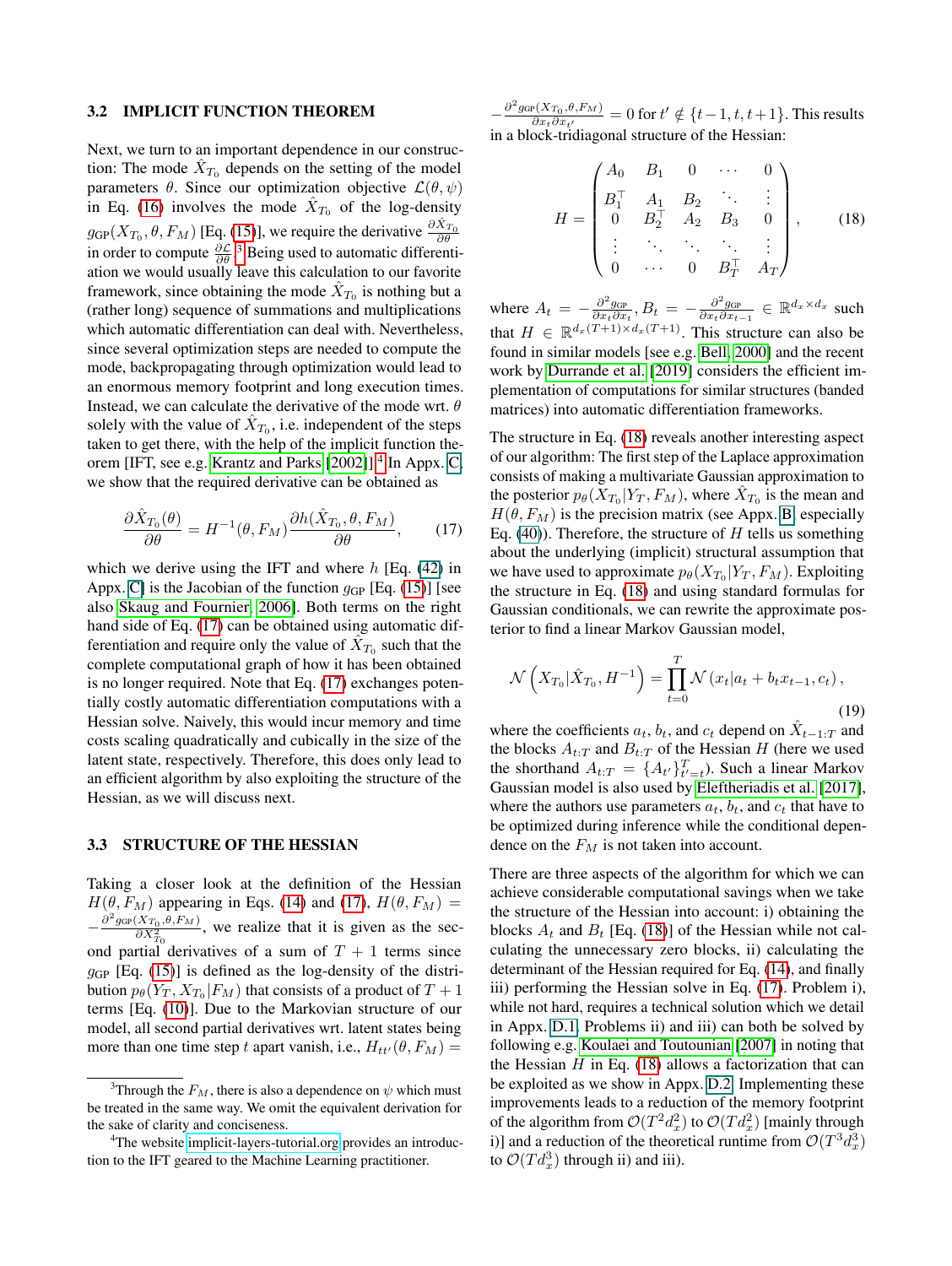### 3.2 IMPLICIT FUNCTION THEOREM

Next, we turn to an important dependence in our construction: The mode $\hat{X}_{T_0}$ depends on the setting of the model parameters $\theta$. Since our optimization objective $\mathcal{L}(\theta, \psi)$ in Eq. (16) involves the mode $\hat{X}_{T_0}$ of the log-density $g_{\text{GP}}(X_{T_0}, \theta, F_M)$ [Eq. (15)], we require the derivative $\frac{\partial \hat{X}_{T_0}}{\partial \theta}$ in order to compute $\frac{\partial \mathcal{L}}{\partial \theta}$.[3] Being used to automatic differentiation we would usually leave this calculation to our favorite framework, since obtaining the mode $\hat{X}_{T_0}$ is nothing but a (rather long) sequence of summations and multiplications which automatic differentiation can deal with. Nevertheless, since several optimization steps are needed to compute the mode, backpropagating through optimization would lead to an enormous memory footprint and long execution times. Instead, we can calculate the derivative of the mode wrt. $\theta$ solely with the value of $\hat{X}_{T_0}$, i.e. independent of the steps taken to get there, with the help of the implicit function theorem [IFT, see e.g. Krantz and Parks [2002]].[4] In Appx. C, we show that the required derivative can be obtained as

$$\frac{\partial \hat{X}_{T_0}(\theta)}{\partial \theta} = H^{-1}(\theta, F_M) \frac{\partial h(\hat{X}_{T_0}, \theta, F_M)}{\partial \theta}, \tag{17}$$

which we derive using the IFT and where $h$ [Eq. (42) in Appx. C] is the Jacobian of the function $g_{\text{GP}}$ [Eq. (15)] [see also Skaug and Fournier, 2006]. Both terms on the right hand side of Eq. (17) can be obtained using automatic differentiation and require only the value of $\hat{X}_{T_0}$ such that the complete computational graph of how it has been obtained is no longer required. Note that Eq. (17) exchanges potentially costly automatic differentiation computations with a Hessian solve. Naively, this would incur memory and time costs scaling quadratically and cubically in the size of the latent state, respectively. Therefore, this does only lead to an efficient algorithm by also exploiting the structure of the Hessian, as we will discuss next.

### 3.3 STRUCTURE OF THE HESSIAN

Taking a closer look at the definition of the Hessian $H(\theta, F_M)$ appearing in Eqs. (14) and (17), $H(\theta, F_M) = -\frac{\partial^2 g_{\text{GP}}(X_{T_0}, \theta, F_M)}{\partial X_{T_0}^2}$, we realize that it is given as the second partial derivatives of a sum of $T+1$ terms since $g_{\text{GP}}$ [Eq. (15)] is defined as the log-density of the distribution $p_\theta(Y_T, X_{T_0} | F_M)$ that consists of a product of $T+1$ terms [Eq. (10)]. Due to the Markovian structure of our model, all second partial derivatives wrt. latent states being more than one time step $t$ apart vanish, i.e., $H_{tt'}(\theta, F_M) = -\frac{\partial^2 g_{\text{GP}}(X_{T_0}, \theta, F_M)}{\partial x_t \partial x_{t'}} = 0$ for $t' \notin \{t-1, t, t+1\}$. This results in a block-tridiagonal structure of the Hessian:

$$H = \begin{pmatrix} A_0 & B_1 & 0 & \cdots & 0 \\ B_1^\top & A_1 & B_2 & \ddots & \vdots \\ 0 & B_2^\top & A_2 & B_3 & 0 \\ \vdots & \ddots & \ddots & \ddots & \vdots \\ 0 & \cdots & 0 & B_T^\top & A_T \end{pmatrix}, \tag{18}$$

where $A_t = -\frac{\partial^2 g_{\text{GP}}}{\partial x_t \partial x_t}$, $B_t = -\frac{\partial^2 g_{\text{GP}}}{\partial x_t \partial x_{t-1}} \in \mathbb{R}^{d_x \times d_x}$ such that $H \in \mathbb{R}^{d_x(T+1) \times d_x(T+1)}$. This structure can also be found in similar models [see e.g. Bell, 2000] and the recent work by Durrande et al. [2019] considers the efficient implementation of computations for similar structures (banded matrices) into automatic differentiation frameworks.

The structure in Eq. (18) reveals another interesting aspect of our algorithm: The first step of the Laplace approximation consists of making a multivariate Gaussian approximation to the posterior $p_\theta(X_{T_0} | Y_T, F_M)$, where $\hat{X}_{T_0}$ is the mean and $H(\theta, F_M)$ is the precision matrix (see Appx. B, especially Eq. (40)). Therefore, the structure of $H$ tells us something about the underlying (implicit) structural assumption that we have used to approximate $p_\theta(X_{T_0} | Y_T, F_M)$. Exploiting the structure in Eq. (18) and using standard formulas for Gaussian conditionals, we can rewrite the approximate posterior to find a linear Markov Gaussian model,

$$\mathcal{N}\left(X_{T_0} | \hat{X}_{T_0}, H^{-1}\right) = \prod_{t=0}^{T} \mathcal{N}\left(x_t | a_t + b_t x_{t-1}, c_t\right), \tag{19}$$

where the coefficients $a_t$, $b_t$, and $c_t$ depend on $\hat{X}_{t-1:T}$ and the blocks $A_{t:T}$ and $B_{t:T}$ of the Hessian $H$ (here we used the shorthand $A_{t:T} = \{A_{t'}\}_{t'=t}^{T}$). Such a linear Markov Gaussian model is also used by Eleftheriadis et al. [2017], where the authors use parameters $a_t$, $b_t$, and $c_t$ that have to be optimized during inference while the conditional dependence on the $F_M$ is not taken into account.

There are three aspects of the algorithm for which we can achieve considerable computational savings when we take the structure of the Hessian into account: i) obtaining the blocks $A_t$ and $B_t$ [Eq. (18)] of the Hessian while not calculating the unnecessary zero blocks, ii) calculating the determinant of the Hessian required for Eq. (14), and finally iii) performing the Hessian solve in Eq. (17). Problem i), while not hard, requires a technical solution which we detail in Appx. D.1. Problems ii) and iii) can both be solved by following e.g. Koulaei and Toutounian [2007] in noting that the Hessian $H$ in Eq. (18) allows a factorization that can be exploited as we show in Appx. D.2. Implementing these improvements leads to a reduction of the memory footprint of the algorithm from $\mathcal{O}(T^2 d_x^2)$ to $\mathcal{O}(T d_x^2)$ [mainly through i)] and a reduction of the theoretical runtime from $\mathcal{O}(T^3 d_x^3)$ to $\mathcal{O}(T d_x^3)$ through ii) and iii).

---

[3] Through the $F_M$, there is also a dependence on $\psi$ which must be treated in the same way. We omit the equivalent derivation for the sake of clarity and conciseness.

[4] The website implicit-layers-tutorial.org provides an introduction to the IFT geared to the Machine Learning practitioner.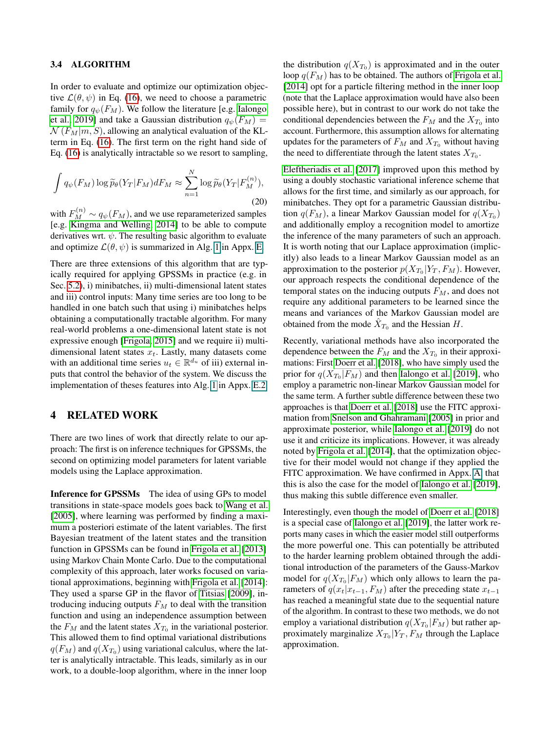### 3.4 ALGORITHM

In order to evaluate and optimize our optimization objective $\mathcal{L}(\theta, \psi)$ in Eq. (16), we need to choose a parametric family for $q_\psi(F_M)$. We follow the literature [e.g. Ialongo et al., 2019] and take a Gaussian distribution $q_\psi(F_M) = \mathcal{N}(F_M|m, S)$, allowing an analytical evaluation of the KL-term in Eq. (16). The first term on the right hand side of Eq. (16) is analytically intractable so we resort to sampling,

$$\int q_\psi(F_M) \log \widetilde{p}_\theta(Y_T|F_M) dF_M \approx \sum_{n=1}^{N} \log \widetilde{p}_\theta(Y_T|F_M^{(n)}), \tag{20}$$

with $F_M^{(n)} \sim q_\psi(F_M)$, and we use reparameterized samples [e.g. Kingma and Welling, 2014] to be able to compute derivatives wrt. $\psi$. The resulting basic algorithm to evaluate and optimize $\mathcal{L}(\theta, \psi)$ is summarized in Alg. 1 in Appx. E.

There are three extensions of this algorithm that are typically required for applying GPSSMs in practice (e.g. in Sec. 5.2), i) minibatches, ii) multi-dimensional latent states and iii) control inputs: Many time series are too long to be handled in one batch such that using i) minibatches helps obtaining a computationally tractable algorithm. For many real-world problems a one-dimensional latent state is not expressive enough [Frigola, 2015] and we require ii) multi-dimensional latent states $x_t$. Lastly, many datasets come with an additional time series $u_t \in \mathbb{R}^{d_u}$ of iii) external inputs that control the behavior of the system. We discuss the implementation of theses features into Alg. 1 in Appx. E.2.

## 4 RELATED WORK

There are two lines of work that directly relate to our approach: The first is on inference techniques for GPSSMs, the second on optimizing model parameters for latent variable models using the Laplace approximation.

**Inference for GPSSMs** The idea of using GPs to model transitions in state-space models goes back to Wang et al. [2005], where learning was performed by finding a maximum a posteriori estimate of the latent variables. The first Bayesian treatment of the latent states and the transition function in GPSSMs can be found in Frigola et al. [2013] using Markov Chain Monte Carlo. Due to the computational complexity of this approach, later works focused on variational approximations, beginning with Frigola et al. [2014]: They used a sparse GP in the flavor of Titsias [2009], introducing inducing outputs $F_M$ to deal with the transition function and using an independence assumption between the $F_M$ and the latent states $X_{T_0}$ in the variational posterior. This allowed them to find optimal variational distributions $q(F_M)$ and $q(X_{T_0})$ using variational calculus, where the latter is analytically intractable. This leads, similarly as in our work, to a double-loop algorithm, where in the inner loop the distribution $q(X_{T_0})$ is approximated and in the outer loop $q(F_M)$ has to be obtained. The authors of Frigola et al. [2014] opt for a particle filtering method in the inner loop (note that the Laplace approximation would have also been possible here), but in contrast to our work do not take the conditional dependencies between the $F_M$ and the $X_{T_0}$ into account. Furthermore, this assumption allows for alternating updates for the parameters of $F_M$ and $X_{T_0}$ without having the need to differentiate through the latent states $X_{T_0}$.

Eleftheriadis et al. [2017] improved upon this method by using a doubly stochastic variational inference scheme that allows for the first time, and similarly as our approach, for minibatches. They opt for a parametric Gaussian distribution $q(F_M)$, a linear Markov Gaussian model for $q(X_{T_0})$ and additionally employ a recognition model to amortize the inference of the many parameters of such an approach. It is worth noting that our Laplace approximation (implicitly) also leads to a linear Markov Gaussian model as an approximation to the posterior $p(X_{T_0}|Y_T, F_M)$. However, our approach respects the conditional dependence of the temporal states on the inducing outputs $F_M$, and does not require any additional parameters to be learned since the means and variances of the Markov Gaussian model are obtained from the mode $\hat{X}_{T_0}$ and the Hessian $H$.

Recently, variational methods have also incorporated the dependence between the $F_M$ and the $X_{T_0}$ in their approximations: First Doerr et al. [2018], who have simply used the prior for $q(X_{T_0}|F_M)$ and then Ialongo et al. [2019], who employ a parametric non-linear Markov Gaussian model for the same term. A further subtle difference between these two approaches is that Doerr et al. [2018] use the FITC approximation from Snelson and Ghahramani [2005] in prior and approximate posterior, while Ialongo et al. [2019] do not use it and criticize its implications. However, it was already noted by Frigola et al. [2014], that the optimization objective for their model would not change if they applied the FITC approximation. We have confirmed in Appx. A that this is also the case for the model of Ialongo et al. [2019], thus making this subtle difference even smaller.

Interestingly, even though the model of Doerr et al. [2018] is a special case of Ialongo et al. [2019], the latter work reports many cases in which the easier model still outperforms the more powerful one. This can potentially be attributed to the harder learning problem obtained through the additional introduction of the parameters of the Gauss-Markov model for $q(X_{T_0}|F_M)$ which only allows to learn the parameters of $q(x_t|x_{t-1}, F_M)$ after the preceding state $x_{t-1}$ has reached a meaningful state due to the sequential nature of the algorithm. In contrast to these two methods, we do not employ a variational distribution $q(X_{T_0}|F_M)$ but rather approximately marginalize $X_{T_0}|Y_T, F_M$ through the Laplace approximation.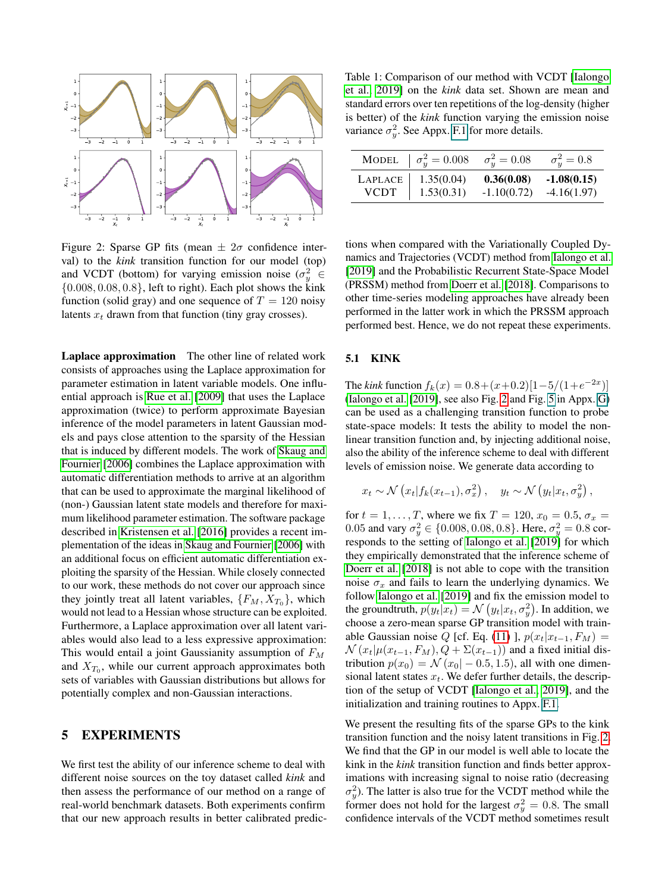Figure 2: Sparse GP fits (mean ± $2\sigma$ confidence interval) to the *kink* transition function for our model (top) and VCDT (bottom) for varying emission noise ($\sigma_y^2 \in \{0.008, 0.08, 0.8\}$, left to right). Each plot shows the kink function (solid gray) and one sequence of $T = 120$ noisy latents $x_t$ drawn from that function (tiny gray crosses).

**Laplace approximation** The other line of related work consists of approaches using the Laplace approximation for parameter estimation in latent variable models. One influential approach is Rue et al. [2009] that uses the Laplace approximation (twice) to perform approximate Bayesian inference of the model parameters in latent Gaussian models and pays close attention to the sparsity of the Hessian that is induced by different models. The work of Skaug and Fournier [2006] combines the Laplace approximation with automatic differentiation methods to arrive at an algorithm that can be used to approximate the marginal likelihood of (non-) Gaussian latent state models and therefore for maximum likelihood parameter estimation. The software package described in Kristensen et al. [2016] provides a recent implementation of the ideas in Skaug and Fournier [2006] with an additional focus on efficient automatic differentiation exploiting the sparsity of the Hessian. While closely connected to our work, these methods do not cover our approach since they jointly treat all latent variables, $\{F_M, X_{T_0}\}$, which would not lead to a Hessian whose structure can be exploited. Furthermore, a Laplace approximation over all latent variables would also lead to a less expressive approximation: This would entail a joint Gaussianity assumption of $F_M$ and $X_{T_0}$, while our current approach approximates both sets of variables with Gaussian distributions but allows for potentially complex and non-Gaussian interactions.

# 5 EXPERIMENTS

We first test the ability of our inference scheme to deal with different noise sources on the toy dataset called *kink* and then assess the performance of our method on a range of real-world benchmark datasets. Both experiments confirm that our new approach results in better calibrated predictions when compared with the Variationally Coupled Dynamics and Trajectories (VCDT) method from Ialongo et al. [2019] and the Probabilistic Recurrent State-Space Model (PRSSM) method from Doerr et al. [2018]. Comparisons to other time-series modeling approaches have already been performed in the latter work in which the PRSSM approach performed best. Hence, we do not repeat these experiments.

Table 1: Comparison of our method with VCDT [Ialongo et al., 2019] on the *kink* data set. Shown are mean and standard errors over ten repetitions of the log-density (higher is better) of the *kink* function varying the emission noise variance $\sigma_y^2$. See Appx. F.1 for more details.

| Model | $\sigma_y^2 = 0.008$ | $\sigma_y^2 = 0.08$ | $\sigma_y^2 = 0.8$ |
|---|---|---|---|
| Laplace | 1.35(0.04) | **0.36(0.08)** | **-1.08(0.15)** |
| VCDT | 1.53(0.31) | -1.10(0.72) | -4.16(1.97) |

## 5.1 KINK

The *kink* function $f_k(x) = 0.8 + (x + 0.2)[1 - 5/(1 + e^{-2x})]$ (Ialongo et al. [2019], see also Fig. 2 and Fig. 5 in Appx. G) can be used as a challenging transition function to probe state-space models: It tests the ability to model the nonlinear transition function and, by injecting additional noise, also the ability of the inference scheme to deal with different levels of emission noise. We generate data according to

$$x_t \sim \mathcal{N}\left(x_t | f_k(x_{t-1}), \sigma_x^2\right), \quad y_t \sim \mathcal{N}\left(y_t | x_t, \sigma_y^2\right),$$

for $t = 1, \ldots, T$, where we fix $T = 120$, $x_0 = 0.5$, $\sigma_x = 0.05$ and vary $\sigma_y^2 \in \{0.008, 0.08, 0.8\}$. Here, $\sigma_y^2 = 0.8$ corresponds to the setting of Ialongo et al. [2019] for which they empirically demonstrated that the inference scheme of Doerr et al. [2018] is not able to cope with the transition noise $\sigma_x$ and fails to learn the underlying dynamics. We follow Ialongo et al. [2019] and fix the emission model to the groundtruth, $p(y_t|x_t) = \mathcal{N}\left(y_t|x_t, \sigma_y^2\right)$. In addition, we choose a zero-mean sparse GP transition model with trainable Gaussian noise $Q$ [cf. Eq. (11) ], $p(x_t|x_{t-1}, F_M) = \mathcal{N}\left(x_t|\mu(x_{t-1}, F_M), Q + \Sigma(x_{t-1})\right)$ and a fixed initial distribution $p(x_0) = \mathcal{N}(x_0| - 0.5, 1.5)$, all with one dimensional latent states $x_t$. We defer further details, the description of the setup of VCDT [Ialongo et al., 2019], and the initialization and training routines to Appx. F.1.

We present the resulting fits of the sparse GPs to the kink transition function and the noisy latent transitions in Fig. 2. We find that the GP in our model is well able to locate the kink in the *kink* transition function and finds better approximations with increasing signal to noise ratio (decreasing $\sigma_y^2$). The latter is also true for the VCDT method while the former does not hold for the largest $\sigma_y^2 = 0.8$. The small confidence intervals of the VCDT method sometimes result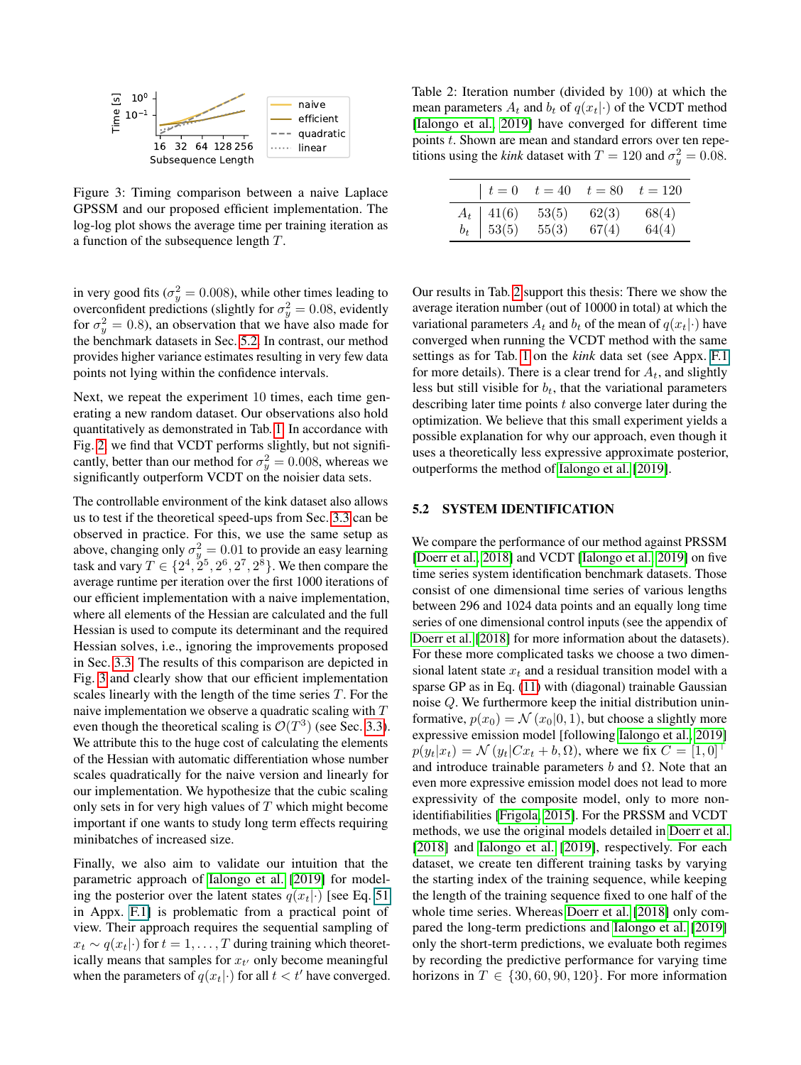Figure 3: Timing comparison between a naive Laplace GPSSM and our proposed efficient implementation. The log-log plot shows the average time per training iteration as a function of the subsequence length $T$.

in very good fits ($\sigma_y^2 = 0.008$), while other times leading to overconfident predictions (slightly for $\sigma_y^2 = 0.08$, evidently for $\sigma_y^2 = 0.8$), an observation that we have also made for the benchmark datasets in Sec. 5.2. In contrast, our method provides higher variance estimates resulting in very few data points not lying within the confidence intervals.

Next, we repeat the experiment 10 times, each time generating a new random dataset. Our observations also hold quantitatively as demonstrated in Tab. 1. In accordance with Fig. 2, we find that VCDT performs slightly, but not significantly, better than our method for $\sigma_y^2 = 0.008$, whereas we significantly outperform VCDT on the noisier data sets.

The controllable environment of the kink dataset also allows us to test if the theoretical speed-ups from Sec. 3.3 can be observed in practice. For this, we use the same setup as above, changing only $\sigma_y^2 = 0.01$ to provide an easy learning task and vary $T \in \{2^4, 2^5, 2^6, 2^7, 2^8\}$. We then compare the average runtime per iteration over the first 1000 iterations of our efficient implementation with a naive implementation, where all elements of the Hessian are calculated and the full Hessian is used to compute its determinant and the required Hessian solves, i.e., ignoring the improvements proposed in Sec. 3.3. The results of this comparison are depicted in Fig. 3 and clearly show that our efficient implementation scales linearly with the length of the time series $T$. For the naive implementation we observe a quadratic scaling with $T$ even though the theoretical scaling is $\mathcal{O}(T^3)$ (see Sec. 3.3). We attribute this to the huge cost of calculating the elements of the Hessian with automatic differentiation whose number scales quadratically for the naive version and linearly for our implementation. We hypothesize that the cubic scaling only sets in for very high values of $T$ which might become important if one wants to study long term effects requiring minibatches of increased size.

Finally, we also aim to validate our intuition that the parametric approach of Ialongo et al. [2019] for modeling the posterior over the latent states $q(x_t|\cdot)$ [see Eq. 51 in Appx. F.1] is problematic from a practical point of view. Their approach requires the sequential sampling of $x_t \sim q(x_t|\cdot)$ for $t = 1, \dots, T$ during training which theoretically means that samples for $x_{t'}$ only become meaningful when the parameters of $q(x_t|\cdot)$ for all $t < t'$ have converged.

Table 2: Iteration number (divided by 100) at which the mean parameters $A_t$ and $b_t$ of $q(x_t|\cdot)$ of the VCDT method [Ialongo et al., 2019] have converged for different time points $t$. Shown are mean and standard errors over ten repetitions using the *kink* dataset with $T = 120$ and $\sigma_y^2 = 0.08$.

| | $t=0$ | $t=40$ | $t=80$ | $t=120$ |
|---|---|---|---|---|
| $A_t$ | 41(6) | 53(5) | 62(3) | 68(4) |
| $b_t$ | 53(5) | 55(3) | 67(4) | 64(4) |

Our results in Tab. 2 support this thesis: There we show the average iteration number (out of 10000 in total) at which the variational parameters $A_t$ and $b_t$ of the mean of $q(x_t|\cdot)$ have converged when running the VCDT method with the same settings as for Tab. 1 on the *kink* data set (see Appx. F.1 for more details). There is a clear trend for $A_t$, and slightly less but still visible for $b_t$, that the variational parameters describing later time points $t$ also converge later during the optimization. We believe that this small experiment yields a possible explanation for why our approach, even though it uses a theoretically less expressive approximate posterior, outperforms the method of Ialongo et al. [2019].

### 5.2 SYSTEM IDENTIFICATION

We compare the performance of our method against PRSSM [Doerr et al., 2018] and VCDT [Ialongo et al., 2019] on five time series system identification benchmark datasets. Those consist of one dimensional time series of various lengths between 296 and 1024 data points and an equally long time series of one dimensional control inputs (see the appendix of Doerr et al. [2018] for more information about the datasets). For these more complicated tasks we choose a two dimensional latent state $x_t$ and a residual transition model with a sparse GP as in Eq. (11) with (diagonal) trainable Gaussian noise $Q$. We furthermore keep the initial distribution uninformative, $p(x_0) = \mathcal{N}(x_0|0, 1)$, but choose a slightly more expressive emission model [following Ialongo et al., 2019] $p(y_t|x_t) = \mathcal{N}(y_t|Cx_t + b, \Omega)$, where we fix $C = [1, 0]^\top$ and introduce trainable parameters $b$ and $\Omega$. Note that an even more expressive emission model does not lead to more expressivity of the composite model, only to more non-identifiabilities [Frigola, 2015]. For the PRSSM and VCDT methods, we use the original models detailed in Doerr et al. [2018] and Ialongo et al. [2019], respectively. For each dataset, we create ten different training tasks by varying the starting index of the training sequence, while keeping the length of the training sequence fixed to one half of the whole time series. Whereas Doerr et al. [2018] only compared the long-term predictions and Ialongo et al. [2019] only the short-term predictions, we evaluate both regimes by recording the predictive performance for varying time horizons in $T \in \{30, 60, 90, 120\}$. For more information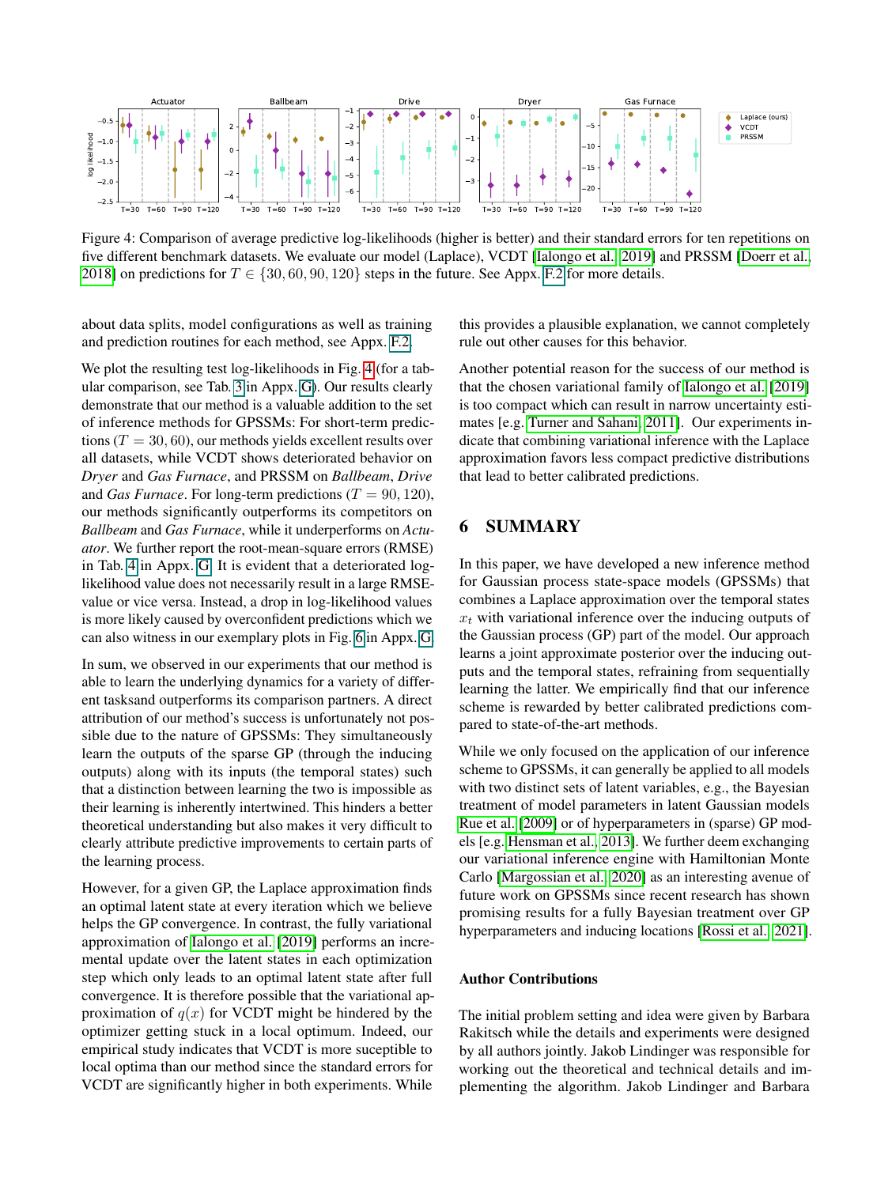Figure 4: Comparison of average predictive log-likelihoods (higher is better) and their standard errors for ten repetitions on five different benchmark datasets. We evaluate our model (Laplace), VCDT [Ialongo et al., 2019] and PRSSM [Doerr et al., 2018] on predictions for $T \in \{30, 60, 90, 120\}$ steps in the future. See Appx. F.2 for more details.

about data splits, model configurations as well as training and prediction routines for each method, see Appx. F.2.

We plot the resulting test log-likelihoods in Fig. 4 (for a tabular comparison, see Tab. 3 in Appx. G). Our results clearly demonstrate that our method is a valuable addition to the set of inference methods for GPSSMs: For short-term predictions ($T = 30, 60$), our methods yields excellent results over all datasets, while VCDT shows deteriorated behavior on *Dryer* and *Gas Furnace*, and PRSSM on *Ballbeam*, *Drive* and *Gas Furnace*. For long-term predictions ($T = 90, 120$), our methods significantly outperforms its competitors on *Ballbeam* and *Gas Furnace*, while it underperforms on *Actuator*. We further report the root-mean-square errors (RMSE) in Tab. 4 in Appx. G. It is evident that a deteriorated log-likelihood value does not necessarily result in a large RMSE-value or vice versa. Instead, a drop in log-likelihood values is more likely caused by overconfident predictions which we can also witness in our exemplary plots in Fig. 6 in Appx. G.

In sum, we observed in our experiments that our method is able to learn the underlying dynamics for a variety of different tasksand outperforms its comparison partners. A direct attribution of our method's success is unfortunately not possible due to the nature of GPSSMs: They simultaneously learn the outputs of the sparse GP (through the inducing outputs) along with its inputs (the temporal states) such that a distinction between learning the two is impossible as their learning is inherently intertwined. This hinders a better theoretical understanding but also makes it very difficult to clearly attribute predictive improvements to certain parts of the learning process.

However, for a given GP, the Laplace approximation finds an optimal latent state at every iteration which we believe helps the GP convergence. In contrast, the fully variational approximation of Ialongo et al. [2019] performs an incremental update over the latent states in each optimization step which only leads to an optimal latent state after full convergence. It is therefore possible that the variational approximation of $q(x)$ for VCDT might be hindered by the optimizer getting stuck in a local optimum. Indeed, our empirical study indicates that VCDT is more suceptible to local optima than our method since the standard errors for VCDT are significantly higher in both experiments. While this provides a plausible explanation, we cannot completely rule out other causes for this behavior.

Another potential reason for the success of our method is that the chosen variational family of Ialongo et al. [2019] is too compact which can result in narrow uncertainty estimates [e.g. Turner and Sahani, 2011]. Our experiments indicate that combining variational inference with the Laplace approximation favors less compact predictive distributions that lead to better calibrated predictions.

## 6 SUMMARY

In this paper, we have developed a new inference method for Gaussian process state-space models (GPSSMs) that combines a Laplace approximation over the temporal states $x_t$ with variational inference over the inducing outputs of the Gaussian process (GP) part of the model. Our approach learns a joint approximate posterior over the inducing outputs and the temporal states, refraining from sequentially learning the latter. We empirically find that our inference scheme is rewarded by better calibrated predictions compared to state-of-the-art methods.

While we only focused on the application of our inference scheme to GPSSMs, it can generally be applied to all models with two distinct sets of latent variables, e.g., the Bayesian treatment of model parameters in latent Gaussian models Rue et al. [2009] or of hyperparameters in (sparse) GP models [e.g. Hensman et al., 2013]. We further deem exchanging our variational inference engine with Hamiltonian Monte Carlo [Margossian et al., 2020] as an interesting avenue of future work on GPSSMs since recent research has shown promising results for a fully Bayesian treatment over GP hyperparameters and inducing locations [Rossi et al., 2021].

### Author Contributions

The initial problem setting and idea were given by Barbara Rakitsch while the details and experiments were designed by all authors jointly. Jakob Lindinger was responsible for working out the theoretical and technical details and implementing the algorithm. Jakob Lindinger and Barbara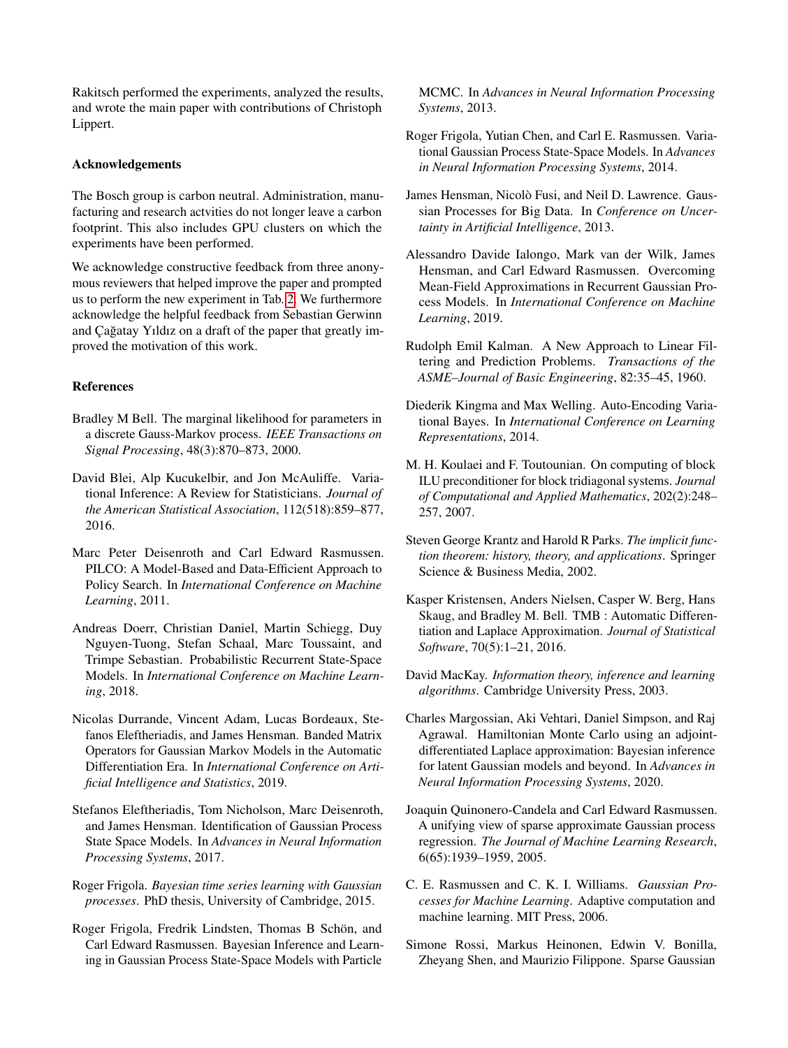Rakitsch performed the experiments, analyzed the results, and wrote the main paper with contributions of Christoph Lippert.

### Acknowledgements

The Bosch group is carbon neutral. Administration, manufacturing and research actvities do not longer leave a carbon footprint. This also includes GPU clusters on which the experiments have been performed.

We acknowledge constructive feedback from three anonymous reviewers that helped improve the paper and prompted us to perform the new experiment in Tab. 2. We furthermore acknowledge the helpful feedback from Sebastian Gerwinn and Çağatay Yıldız on a draft of the paper that greatly improved the motivation of this work.

### References

Bradley M Bell. The marginal likelihood for parameters in a discrete Gauss-Markov process. *IEEE Transactions on Signal Processing*, 48(3):870–873, 2000.

David Blei, Alp Kucukelbir, and Jon McAuliffe. Variational Inference: A Review for Statisticians. *Journal of the American Statistical Association*, 112(518):859–877, 2016.

Marc Peter Deisenroth and Carl Edward Rasmussen. PILCO: A Model-Based and Data-Efficient Approach to Policy Search. In *International Conference on Machine Learning*, 2011.

Andreas Doerr, Christian Daniel, Martin Schiegg, Duy Nguyen-Tuong, Stefan Schaal, Marc Toussaint, and Trimpe Sebastian. Probabilistic Recurrent State-Space Models. In *International Conference on Machine Learning*, 2018.

Nicolas Durrande, Vincent Adam, Lucas Bordeaux, Stefanos Eleftheriadis, and James Hensman. Banded Matrix Operators for Gaussian Markov Models in the Automatic Differentiation Era. In *International Conference on Artificial Intelligence and Statistics*, 2019.

Stefanos Eleftheriadis, Tom Nicholson, Marc Deisenroth, and James Hensman. Identification of Gaussian Process State Space Models. In *Advances in Neural Information Processing Systems*, 2017.

Roger Frigola. *Bayesian time series learning with Gaussian processes*. PhD thesis, University of Cambridge, 2015.

Roger Frigola, Fredrik Lindsten, Thomas B Schön, and Carl Edward Rasmussen. Bayesian Inference and Learning in Gaussian Process State-Space Models with Particle MCMC. In *Advances in Neural Information Processing Systems*, 2013.

Roger Frigola, Yutian Chen, and Carl E. Rasmussen. Variational Gaussian Process State-Space Models. In *Advances in Neural Information Processing Systems*, 2014.

James Hensman, Nicolò Fusi, and Neil D. Lawrence. Gaussian Processes for Big Data. In *Conference on Uncertainty in Artificial Intelligence*, 2013.

Alessandro Davide Ialongo, Mark van der Wilk, James Hensman, and Carl Edward Rasmussen. Overcoming Mean-Field Approximations in Recurrent Gaussian Process Models. In *International Conference on Machine Learning*, 2019.

Rudolph Emil Kalman. A New Approach to Linear Filtering and Prediction Problems. *Transactions of the ASME–Journal of Basic Engineering*, 82:35–45, 1960.

Diederik Kingma and Max Welling. Auto-Encoding Variational Bayes. In *International Conference on Learning Representations*, 2014.

M. H. Koulaei and F. Toutounian. On computing of block ILU preconditioner for block tridiagonal systems. *Journal of Computational and Applied Mathematics*, 202(2):248–257, 2007.

Steven George Krantz and Harold R Parks. *The implicit function theorem: history, theory, and applications*. Springer Science & Business Media, 2002.

Kasper Kristensen, Anders Nielsen, Casper W. Berg, Hans Skaug, and Bradley M. Bell. TMB : Automatic Differentiation and Laplace Approximation. *Journal of Statistical Software*, 70(5):1–21, 2016.

David MacKay. *Information theory, inference and learning algorithms*. Cambridge University Press, 2003.

Charles Margossian, Aki Vehtari, Daniel Simpson, and Raj Agrawal. Hamiltonian Monte Carlo using an adjoint-differentiated Laplace approximation: Bayesian inference for latent Gaussian models and beyond. In *Advances in Neural Information Processing Systems*, 2020.

Joaquin Quinonero-Candela and Carl Edward Rasmussen. A unifying view of sparse approximate Gaussian process regression. *The Journal of Machine Learning Research*, 6(65):1939–1959, 2005.

C. E. Rasmussen and C. K. I. Williams. *Gaussian Processes for Machine Learning*. Adaptive computation and machine learning. MIT Press, 2006.

Simone Rossi, Markus Heinonen, Edwin V. Bonilla, Zheyang Shen, and Maurizio Filippone. Sparse Gaussian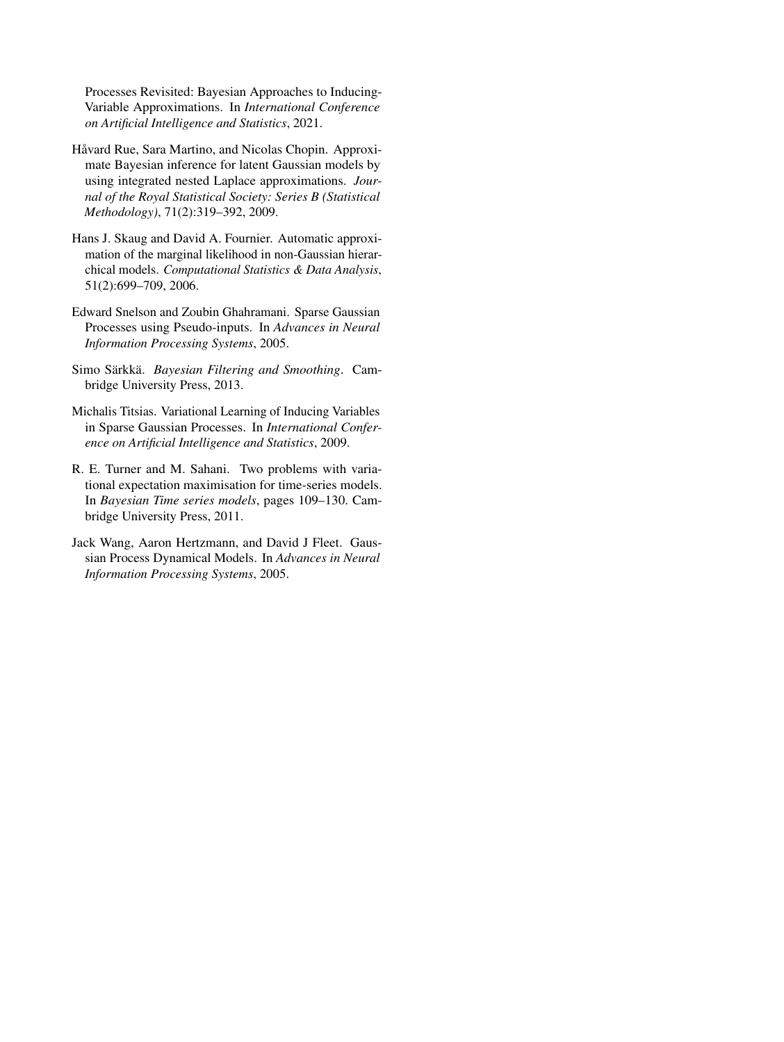Processes Revisited: Bayesian Approaches to Inducing-Variable Approximations. In *International Conference on Artificial Intelligence and Statistics*, 2021.

Håvard Rue, Sara Martino, and Nicolas Chopin. Approximate Bayesian inference for latent Gaussian models by using integrated nested Laplace approximations. *Journal of the Royal Statistical Society: Series B (Statistical Methodology)*, 71(2):319–392, 2009.

Hans J. Skaug and David A. Fournier. Automatic approximation of the marginal likelihood in non-Gaussian hierarchical models. *Computational Statistics & Data Analysis*, 51(2):699–709, 2006.

Edward Snelson and Zoubin Ghahramani. Sparse Gaussian Processes using Pseudo-inputs. In *Advances in Neural Information Processing Systems*, 2005.

Simo Särkkä. *Bayesian Filtering and Smoothing*. Cambridge University Press, 2013.

Michalis Titsias. Variational Learning of Inducing Variables in Sparse Gaussian Processes. In *International Conference on Artificial Intelligence and Statistics*, 2009.

R. E. Turner and M. Sahani. Two problems with variational expectation maximisation for time-series models. In *Bayesian Time series models*, pages 109–130. Cambridge University Press, 2011.

Jack Wang, Aaron Hertzmann, and David J Fleet. Gaussian Process Dynamical Models. In *Advances in Neural Information Processing Systems*, 2005.